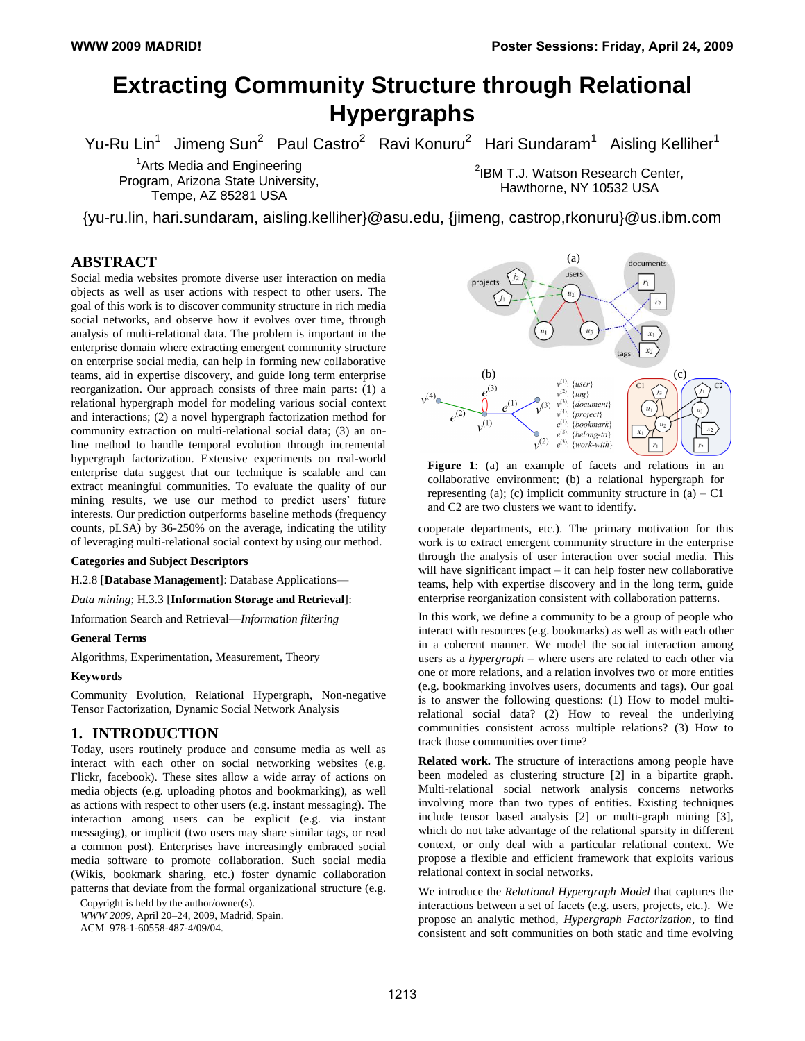# Extracting Community Structure through Relational Hypergraphs

Yu-Ru Lin[1] Jimeng Sun[2] Paul Castro[2] Ravi Konuru[2] Hari Sundaram[1] Aisling Kelliher[1]

[1]Arts Media and Engineering Program, Arizona State University, Tempe, AZ 85281 USA

[2]IBM T.J. Watson Research Center, Hawthorne, NY 10532 USA

{yu-ru.lin, hari.sundaram, aisling.kelliher}@asu.edu, {jimeng, castrop,rkonuru}@us.ibm.com

## ABSTRACT

Social media websites promote diverse user interaction on media objects as well as user actions with respect to other users. The goal of this work is to discover community structure in rich media social networks, and observe how it evolves over time, through analysis of multi-relational data. The problem is important in the enterprise domain where extracting emergent community structure on enterprise social media, can help in forming new collaborative teams, aid in expertise discovery, and guide long term enterprise reorganization. Our approach consists of three main parts: (1) a relational hypergraph model for modeling various social context and interactions; (2) a novel hypergraph factorization method for community extraction on multi-relational social data; (3) an on-line method to handle temporal evolution through incremental hypergraph factorization. Extensive experiments on real-world enterprise data suggest that our technique is scalable and can extract meaningful communities. To evaluate the quality of our mining results, we use our method to predict users' future interests. Our prediction outperforms baseline methods (frequency counts, pLSA) by 36-250% on the average, indicating the utility of leveraging multi-relational social context by using our method.

### Categories and Subject Descriptors

H.2.8 [**Database Management**]: Database Applications—

*Data mining*; H.3.3 [**Information Storage and Retrieval**]:

Information Search and Retrieval—*Information filtering*

### General Terms

Algorithms, Experimentation, Measurement, Theory

### Keywords

Community Evolution, Relational Hypergraph, Non-negative Tensor Factorization, Dynamic Social Network Analysis

## 1. INTRODUCTION

Today, users routinely produce and consume media as well as interact with each other on social networking websites (e.g. Flickr, facebook). These sites allow a wide array of actions on media objects (e.g. uploading photos and bookmarking), as well as actions with respect to other users (e.g. instant messaging). The interaction among users can be explicit (e.g. via instant messaging), or implicit (two users may share similar tags, or read a common post). Enterprises have increasingly embraced social media software to promote collaboration. Such social media (Wikis, bookmark sharing, etc.) foster dynamic collaboration patterns that deviate from the formal organizational structure (e.g. cooperate departments, etc.). The primary motivation for this work is to extract emergent community structure in the enterprise through the analysis of user interaction over social media. This will have significant impact – it can help foster new collaborative teams, help with expertise discovery and in the long term, guide enterprise reorganization consistent with collaboration patterns.

Copyright is held by the author/owner(s).
*WWW 2009*, April 20–24, 2009, Madrid, Spain.
ACM 978-1-60558-487-4/09/04.

**Figure 1**: (a) an example of facets and relations in an collaborative environment; (b) a relational hypergraph for representing (a); (c) implicit community structure in (a) – C1 and C2 are two clusters we want to identify.

In this work, we define a community to be a group of people who interact with resources (e.g. bookmarks) as well as with each other in a coherent manner. We model the social interaction among users as a *hypergraph* – where users are related to each other via one or more relations, and a relation involves two or more entities (e.g. bookmarking involves users, documents and tags). Our goal is to answer the following questions: (1) How to model multi-relational social data? (2) How to reveal the underlying communities consistent across multiple relations? (3) How to track those communities over time?

**Related work.** The structure of interactions among people have been modeled as clustering structure [2] in a bipartite graph. Multi-relational social network analysis concerns networks involving more than two types of entities. Existing techniques include tensor based analysis [2] or multi-graph mining [3], which do not take advantage of the relational sparsity in different context, or only deal with a particular relational context. We propose a flexible and efficient framework that exploits various relational context in social networks.

We introduce the *Relational Hypergraph Model* that captures the interactions between a set of facets (e.g. users, projects, etc.). We propose an analytic method, *Hypergraph Factorization*, to find consistent and soft communities on both static and time evolving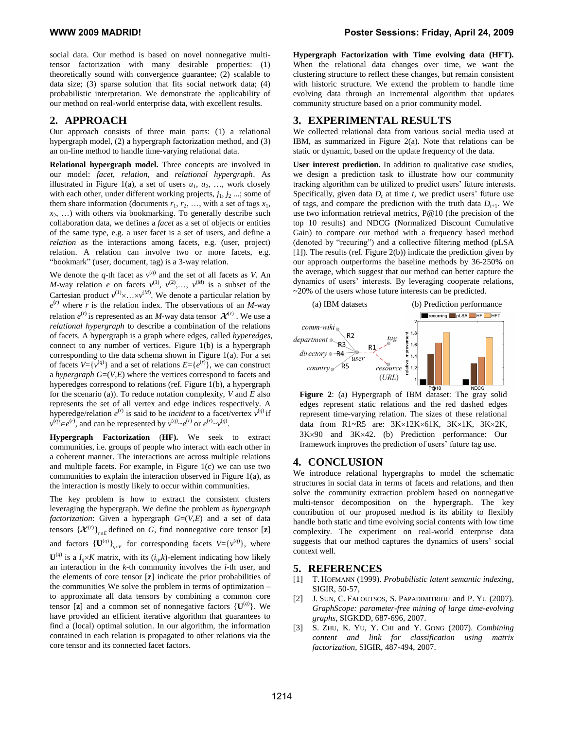social data. Our method is based on novel nonnegative multi-tensor factorization with many desirable properties: (1) theoretically sound with convergence guarantee; (2) scalable to data size; (3) sparse solution that fits social network data; (4) probabilistic interpretation. We demonstrate the applicability of our method on real-world enterprise data, with excellent results.

## 2. APPROACH

Our approach consists of three main parts: (1) a relational hypergraph model, (2) a hypergraph factorization method, and (3) an on-line method to handle time-varying relational data.

**Relational hypergraph model.** Three concepts are involved in our model: *facet*, *relation*, and *relational hypergraph*. As illustrated in Figure 1(a), a set of users $u_1$, $u_2$, …, work closely with each other, under different working projects, $j_1$, $j_2$ ...; some of them share information (documents $r_1$, $r_2$, …, with a set of tags $x_1$, $x_2$, …) with others via bookmarking. To generally describe such collaboration data, we defines a *facet* as a set of objects or entities of the same type, e.g. a user facet is a set of users, and define a *relation* as the interactions among facets, e.g. (user, project) relation. A relation can involve two or more facets, e.g. "bookmark" (user, document, tag) is a 3-way relation.

We denote the $q$-th facet as $v^{(q)}$ and the set of all facets as $V$. An $M$-way relation $e$ on facets $v^{(1)}$, $v^{(2)}$,…, $v^{(M)}$ is a subset of the Cartesian product $v^{(1)}\times\ldots\times v^{(M)}$. We denote a particular relation by $e^{(r)}$ where $r$ is the relation index. The observations of an $M$-way relation $e^{(r)}$ is represented as an $M$-way data tensor $\mathcal{X}^{(r)}$. We use a *relational hypergraph* to describe a combination of the relations of facets. A hypergraph is a graph where edges, called *hyperedges*, connect to any number of vertices. Figure 1(b) is a hypergraph corresponding to the data schema shown in Figure 1(a). For a set of facets $V=\{v^{(q)}\}$ and a set of relations $E=\{e^{(r)}\}$, we can construct a *hypergraph* $G=(V,E)$ where the vertices correspond to facets and hyperedges correspond to relations (ref. Figure 1(b), a hypergraph for the scenario (a)). To reduce notation complexity, $V$ and $E$ also represents the set of all vertex and edge indices respectively. A hyperedge/relation $e^{(r)}$ is said to be *incident* to a facet/vertex $v^{(q)}$ if $v^{(q)}\in e^{(r)}$, and can be represented by $v^{(q)}\sim e^{(r)}$ or $e^{(r)}\sim v^{(q)}$.

**Hypergraph Factorization (HF).** We seek to extract communities, i.e. groups of people who interact with each other in a coherent manner. The interactions are across multiple relations and multiple facets. For example, in Figure 1(c) we can use two communities to explain the interaction observed in Figure 1(a), as the interaction is mostly likely to occur within communities.

The key problem is how to extract the consistent clusters leveraging the hypergraph. We define the problem as *hypergraph factorization*: Given a hypergraph $G=(V,E)$ and a set of data tensors $\{\mathcal{X}^{(r)}\}_{r\in E}$ defined on $G$, find nonnegative core tensor $[\mathbf{z}]$ and factors $\{\mathbf{U}^{(q)}\}_{q\in V}$ for corresponding facets $V=\{v^{(q)}\}$, where $\mathbf{U}^{(q)}$ is a $I_q\times K$ matrix, with its $(i_q,k)$-element indicating how likely an interaction in the $k$-th community involves the $i$-th user, and the elements of core tensor $[\mathbf{z}]$ indicate the prior probabilities of the communities. We solve the problem in terms of optimization – to approximate all data tensors by combining a common core tensor $[\mathbf{z}]$ and a common set of nonnegative factors $\{\mathbf{U}^{(q)}\}$. We have provided an efficient iterative algorithm that guarantees to find a (local) optimal solution. In our algorithm, the information contained in each relation is propagated to other relations via the core tensor and its connected facet factors.

**Hypergraph Factorization with Time evolving data (HFT).** When the relational data changes over time, we want the clustering structure to reflect these changes, but remain consistent with historic structure. We extend the problem to handle time evolving data through an incremental algorithm that updates community structure based on a prior community model.

## 3. EXPERIMENTAL RESULTS

We collected relational data from various social media used at IBM, as summarized in Figure 2(a). Note that relations can be static or dynamic, based on the update frequency of the data.

**User interest prediction.** In addition to qualitative case studies, we design a prediction task to illustrate how our community tracking algorithm can be utilized to predict users' future interests. Specifically, given data $D_t$ at time $t$, we predict users' future use of tags, and compare the prediction with the truth data $D_{t+1}$. We use two information retrieval metrics, P@10 (the precision of the top 10 results) and NDCG (Normalized Discount Cumulative Gain) to compare our method with a frequency based method (denoted by "recuring") and a collective filtering method (pLSA [1]). The results (ref. Figure 2(b)) indicate the prediction given by our approach outperforms the baseline methods by 36-250% on the average, which suggest that our method can better capture the dynamics of users' interests. By leveraging cooperate relations, ~20% of the users whose future interests can be predicted.

(a) IBM datasets

comm-wiki
department
directory
country
R2
R3
R4
R5
user
R1
tag
resource (URL)

(b) Prediction performance

recurring pLSA HF HFT
relative improvement
2
1.8
1.6
1.4
1.2
1
P@10
NDCG

**Figure 2**: (a) Hypergraph of IBM dataset: The gray solid edges represent static relations and the red dashed edges represent time-varying relation. The sizes of these relational data from R1~R5 are: 3K×12K×61K, 3K×1K, 3K×2K, 3K×90 and 3K×42. (b) Prediction performance: Our framework improves the prediction of users' future tag use.

## 4. CONCLUSION

We introduce relational hypergraphs to model the schematic structures in social data in terms of facets and relations, and then solve the community extraction problem based on nonnegative multi-tensor decomposition on the hypergraph. The key contribution of our proposed method is its ability to flexibly handle both static and time evolving social contents with low time complexity. The experiment on real-world enterprise data suggests that our method captures the dynamics of users' social context well.

## 5. REFERENCES

[1] T. Hofmann (1999). *Probabilistic latent semantic indexing*, SIGIR, 50-57,

[2] J. Sun, C. Faloutsos, S. Papadimitriou and P. Yu (2007). *GraphScope: parameter-free mining of large time-evolving graphs*, SIGKDD, 687-696, 2007.

[3] S. Zhu, K. Yu, Y. Chi and Y. Gong (2007). *Combining content and link for classification using matrix factorization*, SIGIR, 487-494, 2007.